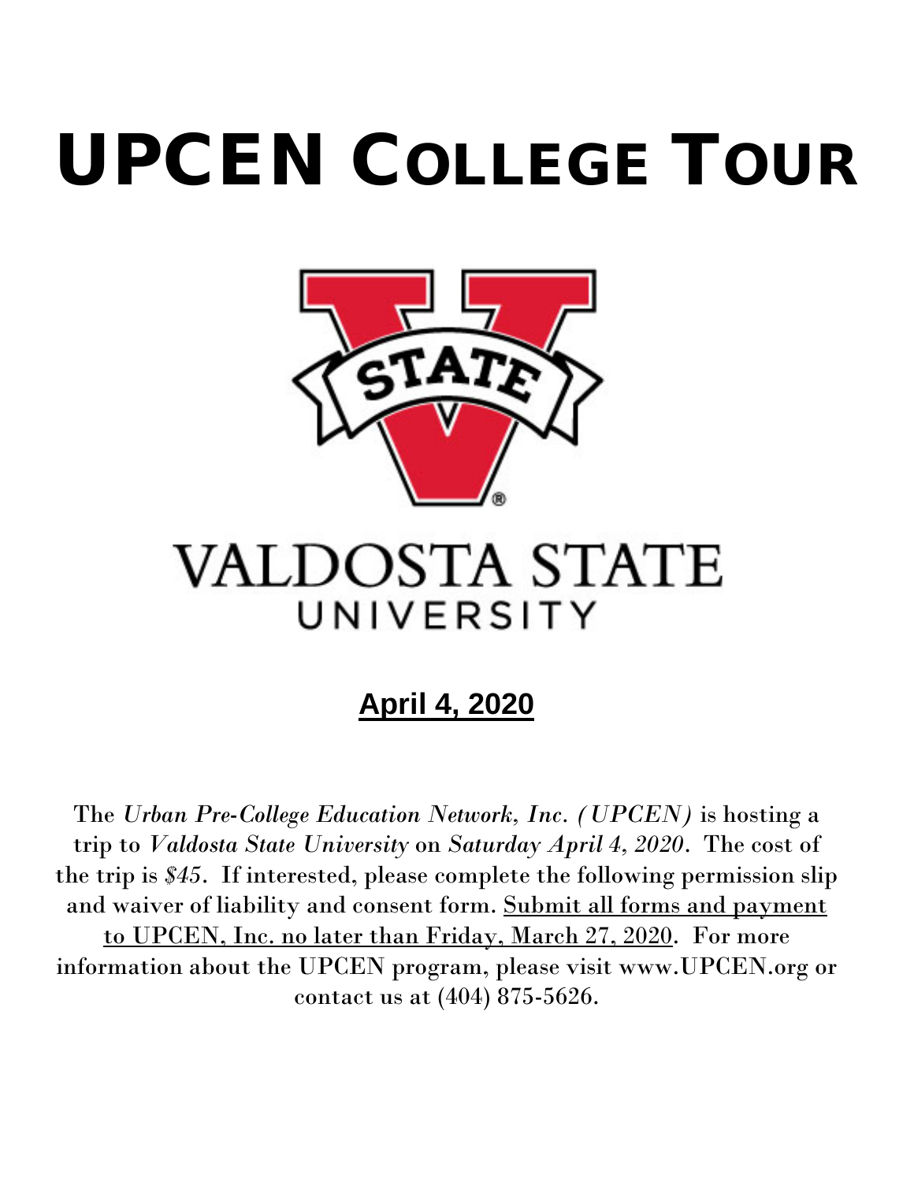# UPCEN College Tour

VALDOSTA STATE
UNIVERSITY

**April 4, 2020**

The *Urban Pre-College Education Network, Inc. (UPCEN)* is hosting a trip to *Valdosta State University* on *Saturday April 4, 2020*. The cost of the trip is *$45*. If interested, please complete the following permission slip and waiver of liability and consent form. Submit all forms and payment to UPCEN, Inc. no later than Friday, March 27, 2020. For more information about the UPCEN program, please visit www.UPCEN.org or contact us at (404) 875-5626.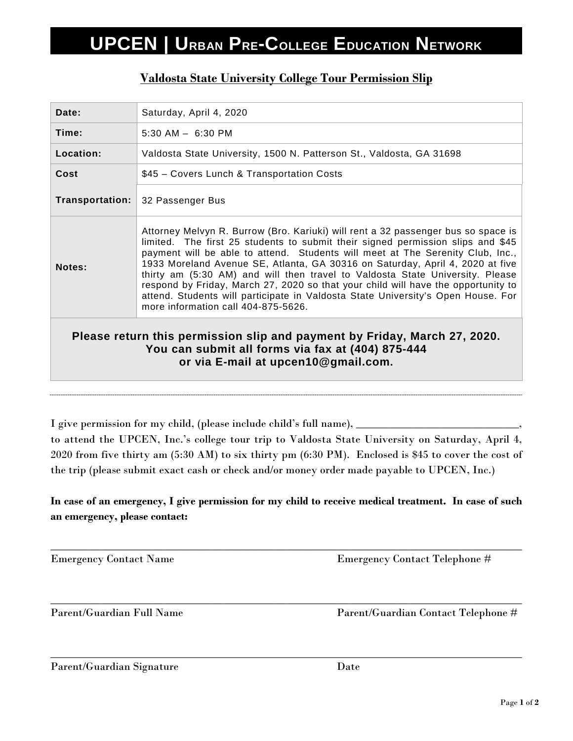# UPCEN | Urban Pre-College Education Network

## Valdosta State University College Tour Permission Slip

| | |
|---|---|
| **Date:** | Saturday, April 4, 2020 |
| **Time:** | 5:30 AM – 6:30 PM |
| **Location:** | Valdosta State University, 1500 N. Patterson St., Valdosta, GA 31698 |
| **Cost** | $45 – Covers Lunch & Transportation Costs |
| **Transportation:** | 32 Passenger Bus |
| **Notes:** | Attorney Melvyn R. Burrow (Bro. Kariuki) will rent a 32 passenger bus so space is limited. The first 25 students to submit their signed permission slips and $45 payment will be able to attend. Students will meet at The Serenity Club, Inc., 1933 Moreland Avenue SE, Atlanta, GA 30316 on Saturday, April 4, 2020 at five thirty am (5:30 AM) and will then travel to Valdosta State University. Please respond by Friday, March 27, 2020 so that your child will have the opportunity to attend. Students will participate in Valdosta State University's Open House. For more information call 404-875-5626. |

**Please return this permission slip and payment by Friday, March 27, 2020.**
**You can submit all forms via fax at (404) 875-444**
**or via E-mail at upcen10@gmail.com.**

---

I give permission for my child, (please include child's full name), _____________________________, to attend the UPCEN, Inc.'s college tour trip to Valdosta State University on Saturday, April 4, 2020 from five thirty am (5:30 AM) to six thirty pm (6:30 PM). Enclosed is $45 to cover the cost of the trip (please submit exact cash or check and/or money order made payable to UPCEN, Inc.)

**In case of an emergency, I give permission for my child to receive medical treatment. In case of such an emergency, please contact:**

_______________________________________________________________________________

Emergency Contact Name                    Emergency Contact Telephone #

_______________________________________________________________________________

Parent/Guardian Full Name                    Parent/Guardian Contact Telephone #

_______________________________________________________________________________

Parent/Guardian Signature                    Date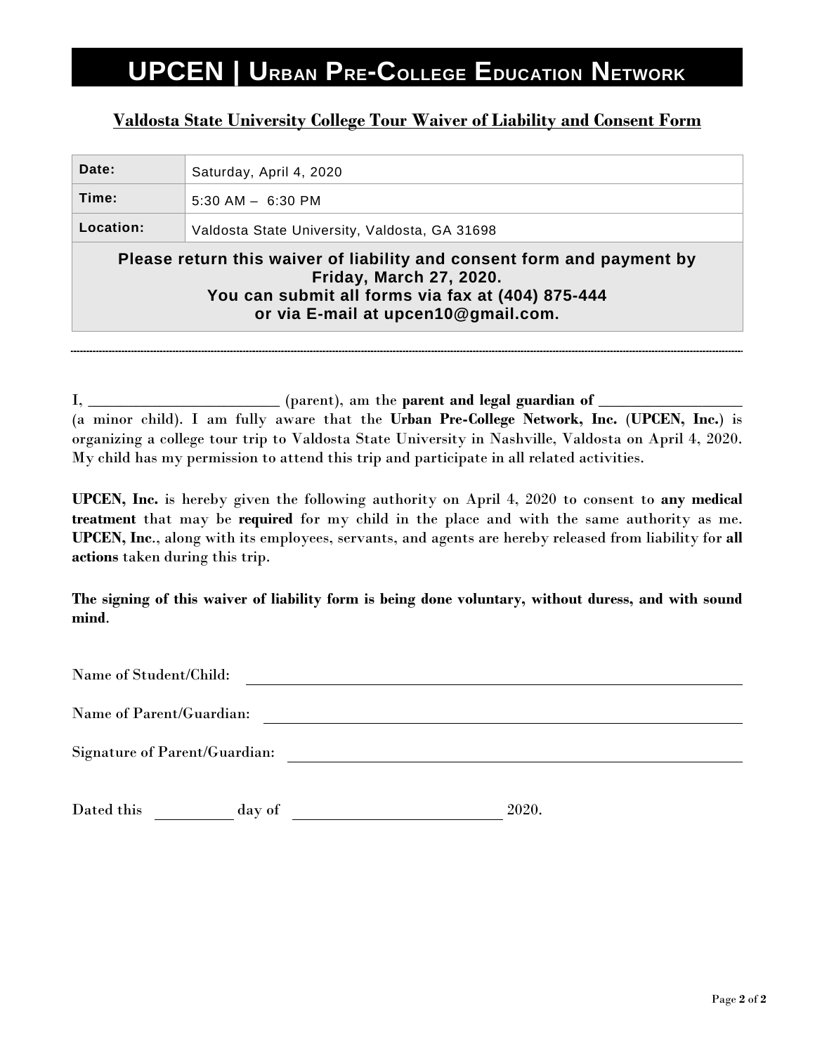# UPCEN | Urban Pre-College Education Network

## Valdosta State University College Tour Waiver of Liability and Consent Form

| | |
|---|---|
| **Date:** | Saturday, April 4, 2020 |
| **Time:** | 5:30 AM – 6:30 PM |
| **Location:** | Valdosta State University, Valdosta, GA 31698 |

**Please return this waiver of liability and consent form and payment by Friday, March 27, 2020.**
**You can submit all forms via fax at (404) 875-444**
**or via E-mail at upcen10@gmail.com.**

---

I, ________________________ (parent), am the **parent and legal guardian of** __________________ (a minor child). I am fully aware that the **Urban Pre-College Network, Inc.** (**UPCEN, Inc.**) is organizing a college tour trip to Valdosta State University in Nashville, Valdosta on April 4, 2020. My child has my permission to attend this trip and participate in all related activities.

**UPCEN, Inc.** is hereby given the following authority on April 4, 2020 to consent to **any medical treatment** that may be **required** for my child in the place and with the same authority as me. **UPCEN, Inc**., along with its employees, servants, and agents are hereby released from liability for **all actions** taken during this trip.

**The signing of this waiver of liability form is being done voluntary, without duress, and with sound mind**.

Name of Student/Child: ______________________________

Name of Parent/Guardian: ______________________________

Signature of Parent/Guardian: ______________________________

Dated this __________ day of __________________________ 2020.